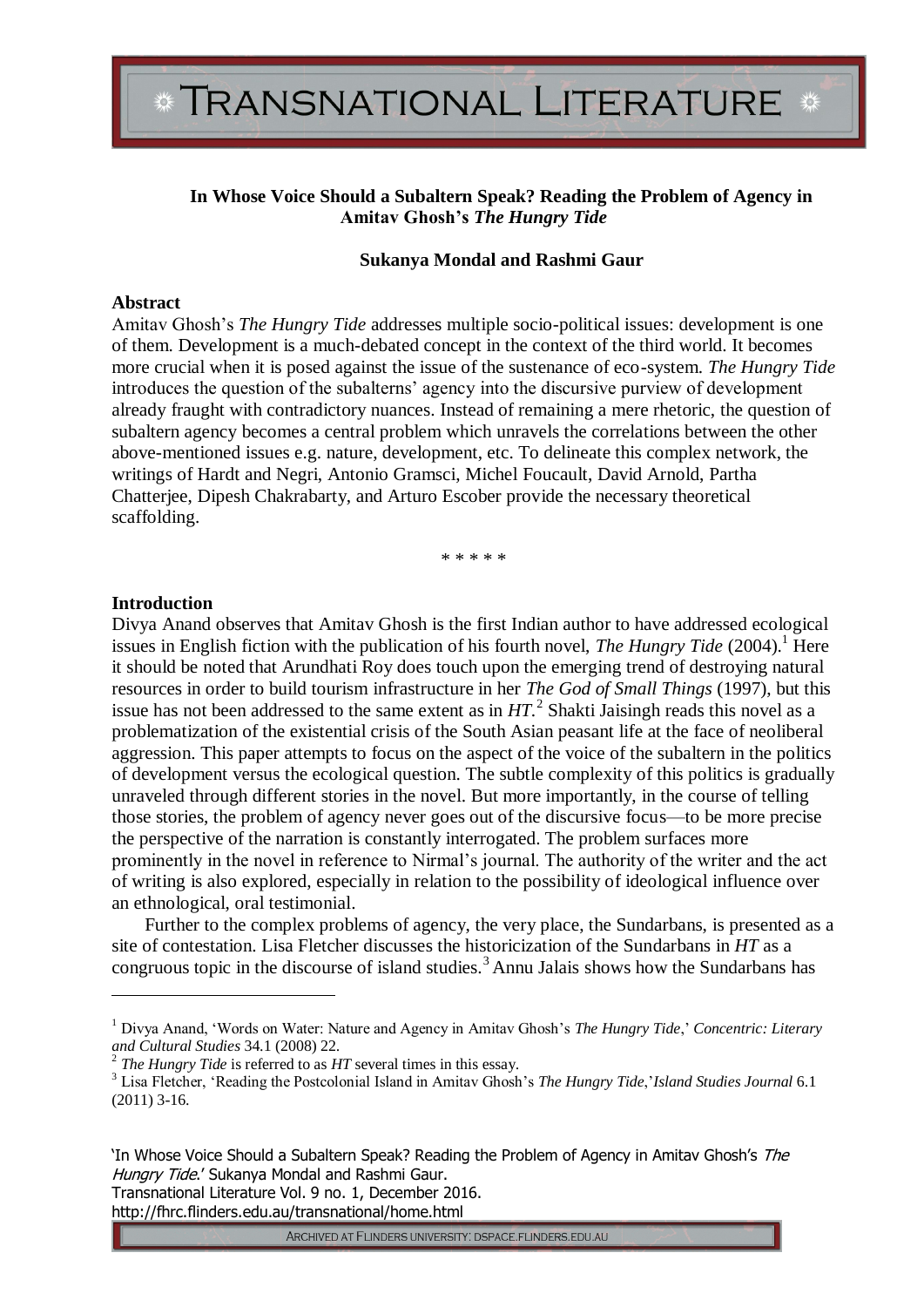# In Whose Voice Should a Subaltern Speak? Reading the Problem of Agency in Amitav Ghosh's *The Hungry Tide*

**Sukanya Mondal and Rashmi Gaur**

## Abstract

Amitav Ghosh's *The Hungry Tide* addresses multiple socio-political issues: development is one of them. Development is a much-debated concept in the context of the third world. It becomes more crucial when it is posed against the issue of the sustenance of eco-system. *The Hungry Tide* introduces the question of the subalterns' agency into the discursive purview of development already fraught with contradictory nuances. Instead of remaining a mere rhetoric, the question of subaltern agency becomes a central problem which unravels the correlations between the other above-mentioned issues e.g. nature, development, etc. To delineate this complex network, the writings of Hardt and Negri, Antonio Gramsci, Michel Foucault, David Arnold, Partha Chatterjee, Dipesh Chakrabarty, and Arturo Escober provide the necessary theoretical scaffolding.

\* \* \* \* \*

## Introduction

Divya Anand observes that Amitav Ghosh is the first Indian author to have addressed ecological issues in English fiction with the publication of his fourth novel, *The Hungry Tide* (2004).[1] Here it should be noted that Arundhati Roy does touch upon the emerging trend of destroying natural resources in order to build tourism infrastructure in her *The God of Small Things* (1997), but this issue has not been addressed to the same extent as in *HT*.[2] Shakti Jaisingh reads this novel as a problematization of the existential crisis of the South Asian peasant life at the face of neoliberal aggression. This paper attempts to focus on the aspect of the voice of the subaltern in the politics of development versus the ecological question. The subtle complexity of this politics is gradually unraveled through different stories in the novel. But more importantly, in the course of telling those stories, the problem of agency never goes out of the discursive focus—to be more precise the perspective of the narration is constantly interrogated. The problem surfaces more prominently in the novel in reference to Nirmal's journal. The authority of the writer and the act of writing is also explored, especially in relation to the possibility of ideological influence over an ethnological, oral testimonial.

Further to the complex problems of agency, the very place, the Sundarbans, is presented as a site of contestation. Lisa Fletcher discusses the historicization of the Sundarbans in *HT* as a congruous topic in the discourse of island studies.[3] Annu Jalais shows how the Sundarbans has

---

[1] Divya Anand, 'Words on Water: Nature and Agency in Amitav Ghosh's *The Hungry Tide*,' *Concentric: Literary and Cultural Studies* 34.1 (2008) 22.

[2] *The Hungry Tide* is referred to as *HT* several times in this essay.

[3] Lisa Fletcher, 'Reading the Postcolonial Island in Amitav Ghosh's *The Hungry Tide*,' *Island Studies Journal* 6.1 (2011) 3-16.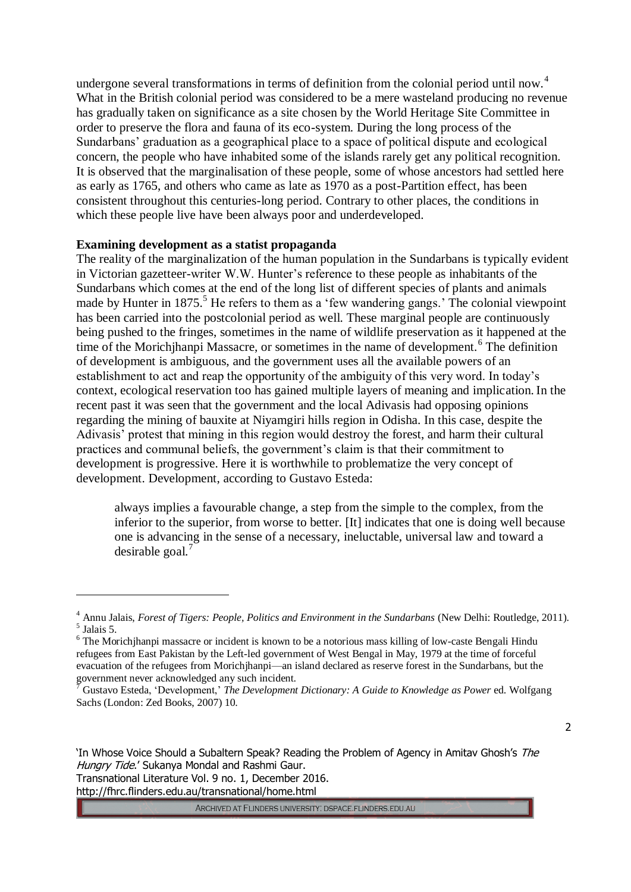undergone several transformations in terms of definition from the colonial period until now.[4] What in the British colonial period was considered to be a mere wasteland producing no revenue has gradually taken on significance as a site chosen by the World Heritage Site Committee in order to preserve the flora and fauna of its eco-system. During the long process of the Sundarbans' graduation as a geographical place to a space of political dispute and ecological concern, the people who have inhabited some of the islands rarely get any political recognition. It is observed that the marginalisation of these people, some of whose ancestors had settled here as early as 1765, and others who came as late as 1970 as a post-Partition effect, has been consistent throughout this centuries-long period. Contrary to other places, the conditions in which these people live have been always poor and underdeveloped.

**Examining development as a statist propaganda**

The reality of the marginalization of the human population in the Sundarbans is typically evident in Victorian gazetteer-writer W.W. Hunter's reference to these people as inhabitants of the Sundarbans which comes at the end of the long list of different species of plants and animals made by Hunter in 1875.[5] He refers to them as a 'few wandering gangs.' The colonial viewpoint has been carried into the postcolonial period as well. These marginal people are continuously being pushed to the fringes, sometimes in the name of wildlife preservation as it happened at the time of the Morichjhanpi Massacre, or sometimes in the name of development.[6] The definition of development is ambiguous, and the government uses all the available powers of an establishment to act and reap the opportunity of the ambiguity of this very word. In today's context, ecological reservation too has gained multiple layers of meaning and implication. In the recent past it was seen that the government and the local Adivasis had opposing opinions regarding the mining of bauxite at Niyamgiri hills region in Odisha. In this case, despite the Adivasis' protest that mining in this region would destroy the forest, and harm their cultural practices and communal beliefs, the government's claim is that their commitment to development is progressive. Here it is worthwhile to problematize the very concept of development. Development, according to Gustavo Esteda:

> always implies a favourable change, a step from the simple to the complex, from the inferior to the superior, from worse to better. [It] indicates that one is doing well because one is advancing in the sense of a necessary, ineluctable, universal law and toward a desirable goal.[7]

---

[4] Annu Jalais, *Forest of Tigers: People, Politics and Environment in the Sundarbans* (New Delhi: Routledge, 2011).

[5] Jalais 5.

[6] The Morichjhanpi massacre or incident is known to be a notorious mass killing of low-caste Bengali Hindu refugees from East Pakistan by the Left-led government of West Bengal in May, 1979 at the time of forceful evacuation of the refugees from Morichjhanpi—an island declared as reserve forest in the Sundarbans, but the government never acknowledged any such incident.

[7] Gustavo Esteda, 'Development,' *The Development Dictionary: A Guide to Knowledge as Power* ed. Wolfgang Sachs (London: Zed Books, 2007) 10.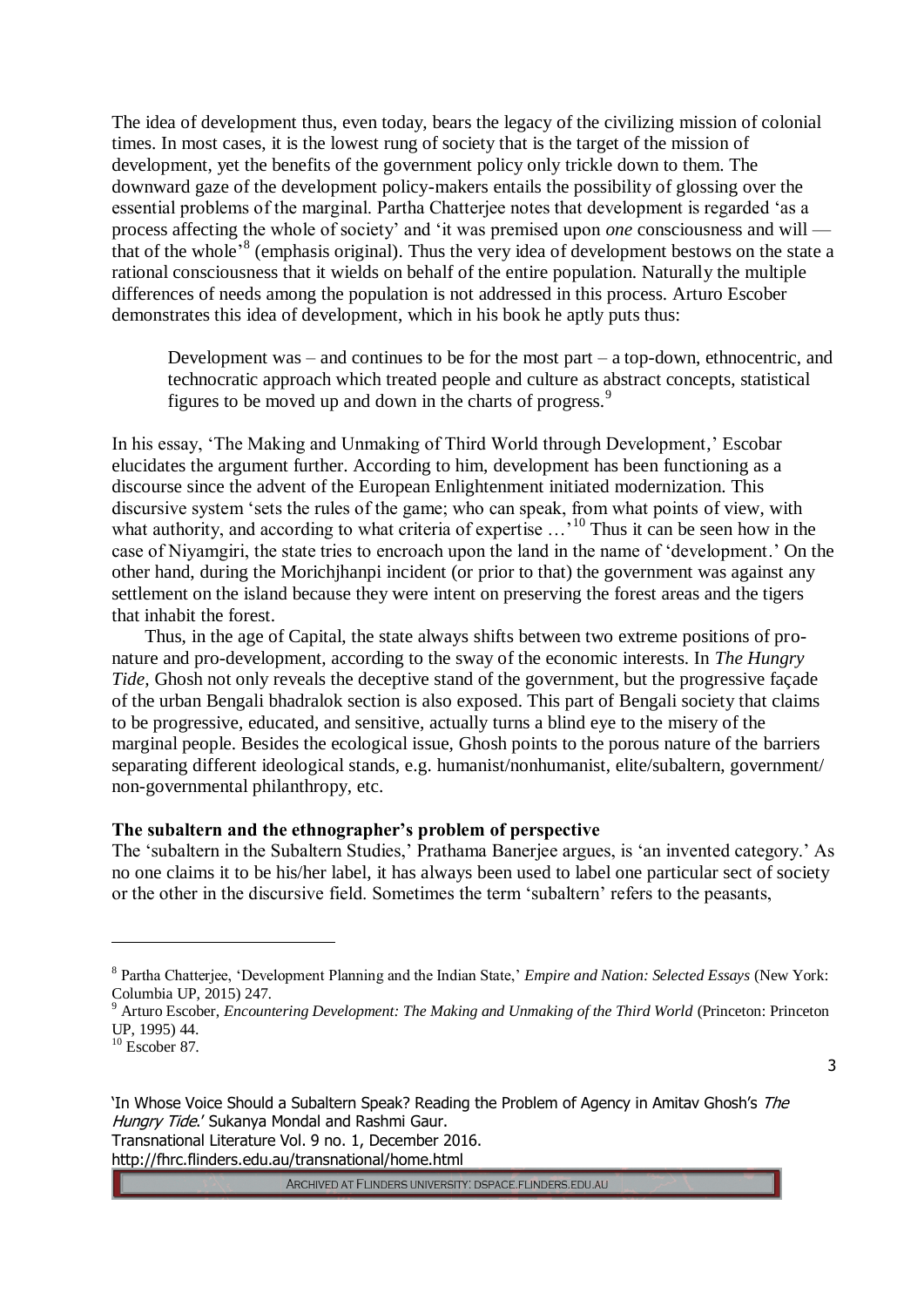The idea of development thus, even today, bears the legacy of the civilizing mission of colonial times. In most cases, it is the lowest rung of society that is the target of the mission of development, yet the benefits of the government policy only trickle down to them. The downward gaze of the development policy-makers entails the possibility of glossing over the essential problems of the marginal. Partha Chatterjee notes that development is regarded 'as a process affecting the whole of society' and 'it was premised upon *one* consciousness and will — that of the whole'[8] (emphasis original). Thus the very idea of development bestows on the state a rational consciousness that it wields on behalf of the entire population. Naturally the multiple differences of needs among the population is not addressed in this process. Arturo Escober demonstrates this idea of development, which in his book he aptly puts thus:

> Development was – and continues to be for the most part – a top-down, ethnocentric, and technocratic approach which treated people and culture as abstract concepts, statistical figures to be moved up and down in the charts of progress.[9]

In his essay, 'The Making and Unmaking of Third World through Development,' Escobar elucidates the argument further. According to him, development has been functioning as a discourse since the advent of the European Enlightenment initiated modernization. This discursive system 'sets the rules of the game; who can speak, from what points of view, with what authority, and according to what criteria of expertise …'[10] Thus it can be seen how in the case of Niyamgiri, the state tries to encroach upon the land in the name of 'development.' On the other hand, during the Morichjhanpi incident (or prior to that) the government was against any settlement on the island because they were intent on preserving the forest areas and the tigers that inhabit the forest.

Thus, in the age of Capital, the state always shifts between two extreme positions of pro-nature and pro-development, according to the sway of the economic interests. In *The Hungry Tide,* Ghosh not only reveals the deceptive stand of the government, but the progressive façade of the urban Bengali bhadralok section is also exposed. This part of Bengali society that claims to be progressive, educated, and sensitive, actually turns a blind eye to the misery of the marginal people. Besides the ecological issue, Ghosh points to the porous nature of the barriers separating different ideological stands, e.g. humanist/nonhumanist, elite/subaltern, government/ non-governmental philanthropy, etc.

**The subaltern and the ethnographer's problem of perspective**

The 'subaltern in the Subaltern Studies,' Prathama Banerjee argues, is 'an invented category.' As no one claims it to be his/her label, it has always been used to label one particular sect of society or the other in the discursive field. Sometimes the term 'subaltern' refers to the peasants,

---

[8] Partha Chatterjee, 'Development Planning and the Indian State,' *Empire and Nation: Selected Essays* (New York: Columbia UP, 2015) 247.

[9] Arturo Escober, *Encountering Development: The Making and Unmaking of the Third World* (Princeton: Princeton UP, 1995) 44.

[10] Escober 87.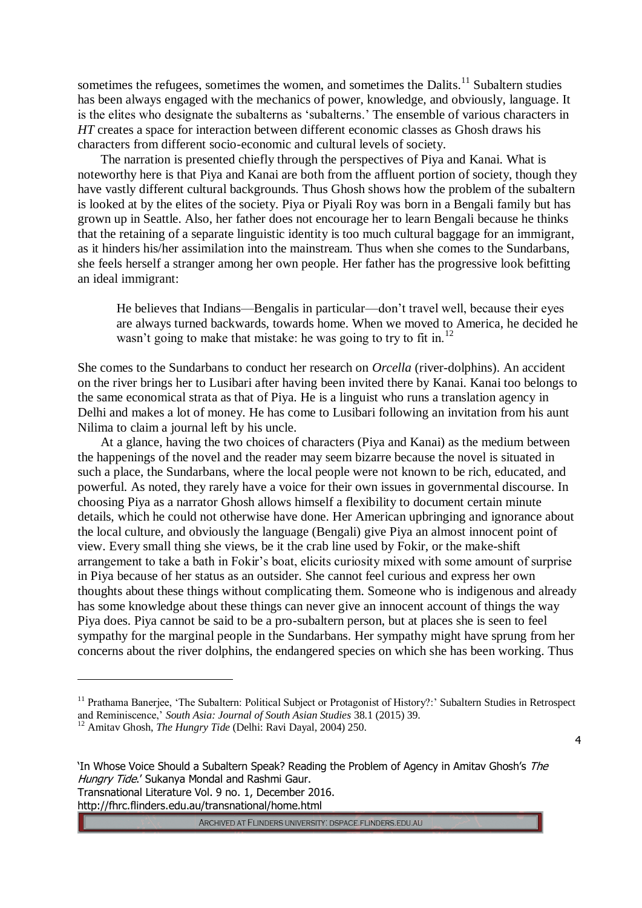sometimes the refugees, sometimes the women, and sometimes the Dalits.[11] Subaltern studies has been always engaged with the mechanics of power, knowledge, and obviously, language. It is the elites who designate the subalterns as 'subalterns.' The ensemble of various characters in *HT* creates a space for interaction between different economic classes as Ghosh draws his characters from different socio-economic and cultural levels of society.

The narration is presented chiefly through the perspectives of Piya and Kanai. What is noteworthy here is that Piya and Kanai are both from the affluent portion of society, though they have vastly different cultural backgrounds. Thus Ghosh shows how the problem of the subaltern is looked at by the elites of the society. Piya or Piyali Roy was born in a Bengali family but has grown up in Seattle. Also, her father does not encourage her to learn Bengali because he thinks that the retaining of a separate linguistic identity is too much cultural baggage for an immigrant, as it hinders his/her assimilation into the mainstream. Thus when she comes to the Sundarbans, she feels herself a stranger among her own people. Her father has the progressive look befitting an ideal immigrant:

> He believes that Indians—Bengalis in particular—don't travel well, because their eyes are always turned backwards, towards home. When we moved to America, he decided he wasn't going to make that mistake: he was going to try to fit in.[12]

She comes to the Sundarbans to conduct her research on *Orcella* (river-dolphins). An accident on the river brings her to Lusibari after having been invited there by Kanai. Kanai too belongs to the same economical strata as that of Piya. He is a linguist who runs a translation agency in Delhi and makes a lot of money. He has come to Lusibari following an invitation from his aunt Nilima to claim a journal left by his uncle.

At a glance, having the two choices of characters (Piya and Kanai) as the medium between the happenings of the novel and the reader may seem bizarre because the novel is situated in such a place, the Sundarbans, where the local people were not known to be rich, educated, and powerful. As noted, they rarely have a voice for their own issues in governmental discourse. In choosing Piya as a narrator Ghosh allows himself a flexibility to document certain minute details, which he could not otherwise have done. Her American upbringing and ignorance about the local culture, and obviously the language (Bengali) give Piya an almost innocent point of view. Every small thing she views, be it the crab line used by Fokir, or the make-shift arrangement to take a bath in Fokir's boat, elicits curiosity mixed with some amount of surprise in Piya because of her status as an outsider. She cannot feel curious and express her own thoughts about these things without complicating them. Someone who is indigenous and already has some knowledge about these things can never give an innocent account of things the way Piya does. Piya cannot be said to be a pro-subaltern person, but at places she is seen to feel sympathy for the marginal people in the Sundarbans. Her sympathy might have sprung from her concerns about the river dolphins, the endangered species on which she has been working. Thus

---

[11] Prathama Banerjee, 'The Subaltern: Political Subject or Protagonist of History?:' Subaltern Studies in Retrospect and Reminiscence,' *South Asia: Journal of South Asian Studies* 38.1 (2015) 39.

[12] Amitav Ghosh, *The Hungry Tide* (Delhi: Ravi Dayal, 2004) 250.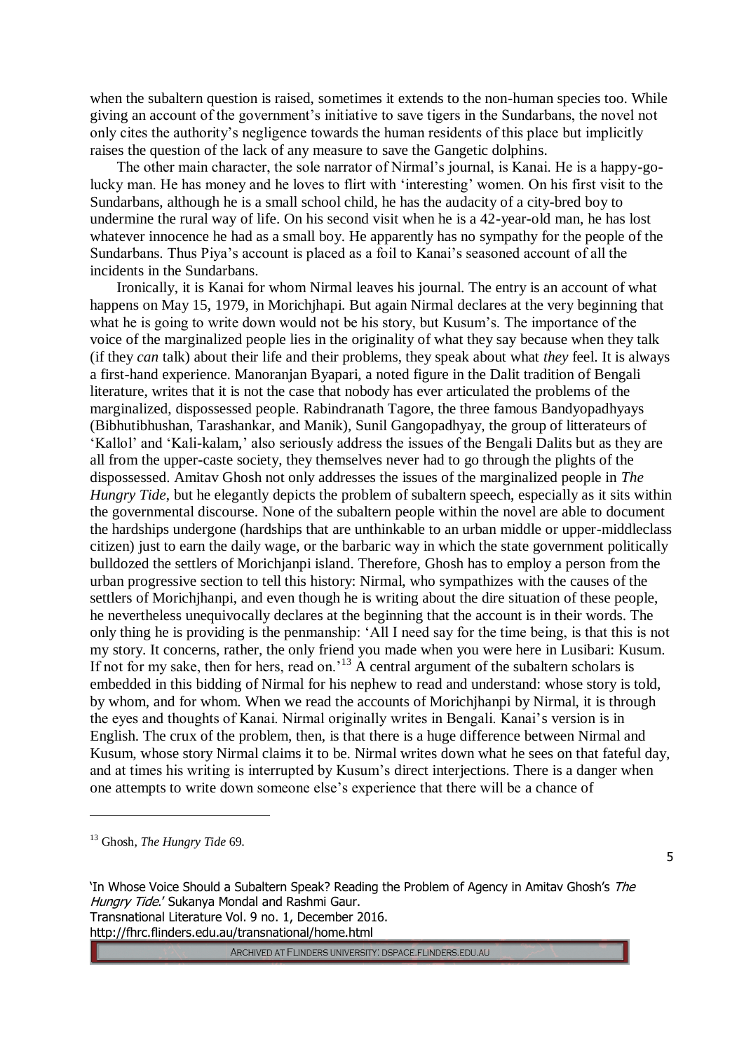when the subaltern question is raised, sometimes it extends to the non-human species too. While giving an account of the government's initiative to save tigers in the Sundarbans, the novel not only cites the authority's negligence towards the human residents of this place but implicitly raises the question of the lack of any measure to save the Gangetic dolphins.

The other main character, the sole narrator of Nirmal's journal, is Kanai. He is a happy-go-lucky man. He has money and he loves to flirt with 'interesting' women. On his first visit to the Sundarbans, although he is a small school child, he has the audacity of a city-bred boy to undermine the rural way of life. On his second visit when he is a 42-year-old man, he has lost whatever innocence he had as a small boy. He apparently has no sympathy for the people of the Sundarbans. Thus Piya's account is placed as a foil to Kanai's seasoned account of all the incidents in the Sundarbans.

Ironically, it is Kanai for whom Nirmal leaves his journal. The entry is an account of what happens on May 15, 1979, in Morichjhapi. But again Nirmal declares at the very beginning that what he is going to write down would not be his story, but Kusum's. The importance of the voice of the marginalized people lies in the originality of what they say because when they talk (if they *can* talk) about their life and their problems, they speak about what *they* feel. It is always a first-hand experience. Manoranjan Byapari, a noted figure in the Dalit tradition of Bengali literature, writes that it is not the case that nobody has ever articulated the problems of the marginalized, dispossessed people. Rabindranath Tagore, the three famous Bandyopadhyays (Bibhutibhushan, Tarashankar, and Manik), Sunil Gangopadhyay, the group of litterateurs of 'Kallol' and 'Kali-kalam,' also seriously address the issues of the Bengali Dalits but as they are all from the upper-caste society, they themselves never had to go through the plights of the dispossessed. Amitav Ghosh not only addresses the issues of the marginalized people in *The Hungry Tide*, but he elegantly depicts the problem of subaltern speech, especially as it sits within the governmental discourse. None of the subaltern people within the novel are able to document the hardships undergone (hardships that are unthinkable to an urban middle or upper-middleclass citizen) just to earn the daily wage, or the barbaric way in which the state government politically bulldozed the settlers of Morichjanpi island. Therefore, Ghosh has to employ a person from the urban progressive section to tell this history: Nirmal, who sympathizes with the causes of the settlers of Morichjhanpi, and even though he is writing about the dire situation of these people, he nevertheless unequivocally declares at the beginning that the account is in their words. The only thing he is providing is the penmanship: 'All I need say for the time being, is that this is not my story. It concerns, rather, the only friend you made when you were here in Lusibari: Kusum. If not for my sake, then for hers, read on.'[13] A central argument of the subaltern scholars is embedded in this bidding of Nirmal for his nephew to read and understand: whose story is told, by whom, and for whom. When we read the accounts of Morichjhanpi by Nirmal, it is through the eyes and thoughts of Kanai. Nirmal originally writes in Bengali. Kanai's version is in English. The crux of the problem, then, is that there is a huge difference between Nirmal and Kusum, whose story Nirmal claims it to be. Nirmal writes down what he sees on that fateful day, and at times his writing is interrupted by Kusum's direct interjections. There is a danger when one attempts to write down someone else's experience that there will be a chance of

---

[13] Ghosh, *The Hungry Tide* 69.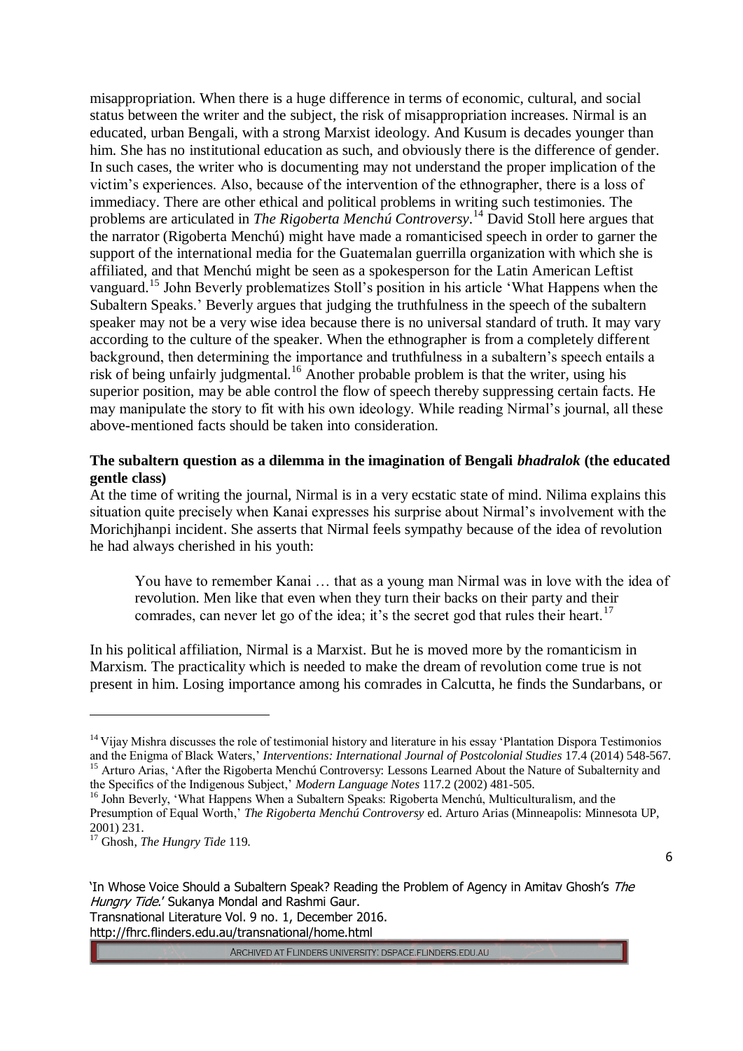misappropriation. When there is a huge difference in terms of economic, cultural, and social status between the writer and the subject, the risk of misappropriation increases. Nirmal is an educated, urban Bengali, with a strong Marxist ideology. And Kusum is decades younger than him. She has no institutional education as such, and obviously there is the difference of gender. In such cases, the writer who is documenting may not understand the proper implication of the victim's experiences. Also, because of the intervention of the ethnographer, there is a loss of immediacy. There are other ethical and political problems in writing such testimonies. The problems are articulated in *The Rigoberta Menchú Controversy*.[14] David Stoll here argues that the narrator (Rigoberta Menchú) might have made a romanticised speech in order to garner the support of the international media for the Guatemalan guerrilla organization with which she is affiliated, and that Menchú might be seen as a spokesperson for the Latin American Leftist vanguard.[15] John Beverly problematizes Stoll's position in his article 'What Happens when the Subaltern Speaks.' Beverly argues that judging the truthfulness in the speech of the subaltern speaker may not be a very wise idea because there is no universal standard of truth. It may vary according to the culture of the speaker. When the ethnographer is from a completely different background, then determining the importance and truthfulness in a subaltern's speech entails a risk of being unfairly judgmental.[16] Another probable problem is that the writer, using his superior position, may be able control the flow of speech thereby suppressing certain facts. He may manipulate the story to fit with his own ideology. While reading Nirmal's journal, all these above-mentioned facts should be taken into consideration.

**The subaltern question as a dilemma in the imagination of Bengali *bhadralok* (the educated gentle class)**

At the time of writing the journal, Nirmal is in a very ecstatic state of mind. Nilima explains this situation quite precisely when Kanai expresses his surprise about Nirmal's involvement with the Morichjhanpi incident. She asserts that Nirmal feels sympathy because of the idea of revolution he had always cherished in his youth:

> You have to remember Kanai … that as a young man Nirmal was in love with the idea of revolution. Men like that even when they turn their backs on their party and their comrades, can never let go of the idea; it's the secret god that rules their heart.[17]

In his political affiliation, Nirmal is a Marxist. But he is moved more by the romanticism in Marxism. The practicality which is needed to make the dream of revolution come true is not present in him. Losing importance among his comrades in Calcutta, he finds the Sundarbans, or

[14] Vijay Mishra discusses the role of testimonial history and literature in his essay 'Plantation Dispora Testimonios and the Enigma of Black Waters,' *Interventions: International Journal of Postcolonial Studies* 17.4 (2014) 548-567.

[15] Arturo Arias, 'After the Rigoberta Menchú Controversy: Lessons Learned About the Nature of Subalternity and the Specifics of the Indigenous Subject,' *Modern Language Notes* 117.2 (2002) 481-505.

[16] John Beverly, 'What Happens When a Subaltern Speaks: Rigoberta Menchú, Multiculturalism, and the Presumption of Equal Worth,' *The Rigoberta Menchú Controversy* ed. Arturo Arias (Minneapolis: Minnesota UP, 2001) 231.

[17] Ghosh, *The Hungry Tide* 119.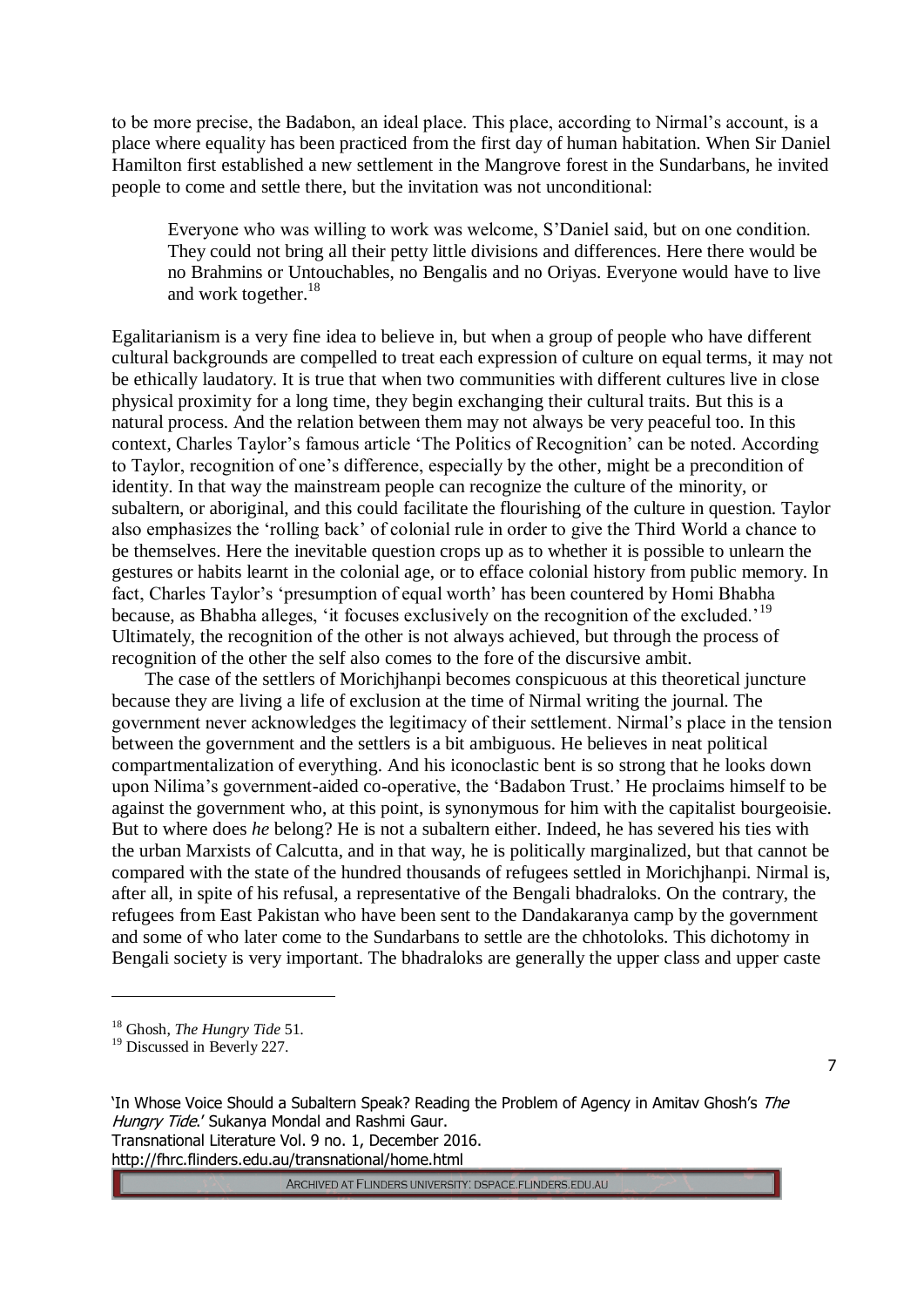to be more precise, the Badabon, an ideal place. This place, according to Nirmal's account, is a place where equality has been practiced from the first day of human habitation. When Sir Daniel Hamilton first established a new settlement in the Mangrove forest in the Sundarbans, he invited people to come and settle there, but the invitation was not unconditional:

> Everyone who was willing to work was welcome, S'Daniel said, but on one condition. They could not bring all their petty little divisions and differences. Here there would be no Brahmins or Untouchables, no Bengalis and no Oriyas. Everyone would have to live and work together.[18]

Egalitarianism is a very fine idea to believe in, but when a group of people who have different cultural backgrounds are compelled to treat each expression of culture on equal terms, it may not be ethically laudatory. It is true that when two communities with different cultures live in close physical proximity for a long time, they begin exchanging their cultural traits. But this is a natural process. And the relation between them may not always be very peaceful too. In this context, Charles Taylor's famous article 'The Politics of Recognition' can be noted. According to Taylor, recognition of one's difference, especially by the other, might be a precondition of identity. In that way the mainstream people can recognize the culture of the minority, or subaltern, or aboriginal, and this could facilitate the flourishing of the culture in question. Taylor also emphasizes the 'rolling back' of colonial rule in order to give the Third World a chance to be themselves. Here the inevitable question crops up as to whether it is possible to unlearn the gestures or habits learnt in the colonial age, or to efface colonial history from public memory. In fact, Charles Taylor's 'presumption of equal worth' has been countered by Homi Bhabha because, as Bhabha alleges, 'it focuses exclusively on the recognition of the excluded.'[19] Ultimately, the recognition of the other is not always achieved, but through the process of recognition of the other the self also comes to the fore of the discursive ambit.

The case of the settlers of Morichjhanpi becomes conspicuous at this theoretical juncture because they are living a life of exclusion at the time of Nirmal writing the journal. The government never acknowledges the legitimacy of their settlement. Nirmal's place in the tension between the government and the settlers is a bit ambiguous. He believes in neat political compartmentalization of everything. And his iconoclastic bent is so strong that he looks down upon Nilima's government-aided co-operative, the 'Badabon Trust.' He proclaims himself to be against the government who, at this point, is synonymous for him with the capitalist bourgeoisie. But to where does *he* belong? He is not a subaltern either. Indeed, he has severed his ties with the urban Marxists of Calcutta, and in that way, he is politically marginalized, but that cannot be compared with the state of the hundred thousands of refugees settled in Morichjhanpi. Nirmal is, after all, in spite of his refusal, a representative of the Bengali bhadraloks. On the contrary, the refugees from East Pakistan who have been sent to the Dandakaranya camp by the government and some of who later come to the Sundarbans to settle are the chhotoloks. This dichotomy in Bengali society is very important. The bhadraloks are generally the upper class and upper caste

---

[18] Ghosh, *The Hungry Tide* 51.

[19] Discussed in Beverly 227.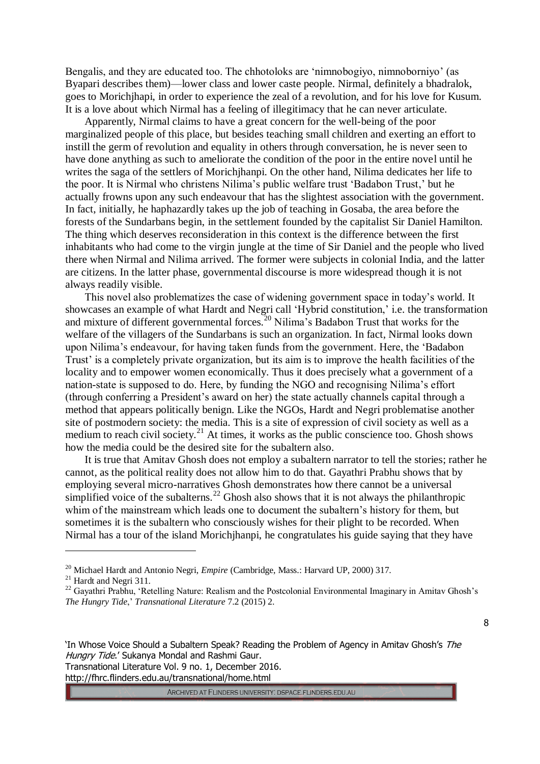Bengalis, and they are educated too. The chhotoloks are 'nimnobogiyo, nimnoborniyo' (as Byapari describes them)—lower class and lower caste people. Nirmal, definitely a bhadralok, goes to Morichjhapi, in order to experience the zeal of a revolution, and for his love for Kusum. It is a love about which Nirmal has a feeling of illegitimacy that he can never articulate.

Apparently, Nirmal claims to have a great concern for the well-being of the poor marginalized people of this place, but besides teaching small children and exerting an effort to instill the germ of revolution and equality in others through conversation, he is never seen to have done anything as such to ameliorate the condition of the poor in the entire novel until he writes the saga of the settlers of Morichjhanpi. On the other hand, Nilima dedicates her life to the poor. It is Nirmal who christens Nilima's public welfare trust 'Badabon Trust,' but he actually frowns upon any such endeavour that has the slightest association with the government. In fact, initially, he haphazardly takes up the job of teaching in Gosaba, the area before the forests of the Sundarbans begin, in the settlement founded by the capitalist Sir Daniel Hamilton. The thing which deserves reconsideration in this context is the difference between the first inhabitants who had come to the virgin jungle at the time of Sir Daniel and the people who lived there when Nirmal and Nilima arrived. The former were subjects in colonial India, and the latter are citizens. In the latter phase, governmental discourse is more widespread though it is not always readily visible.

This novel also problematizes the case of widening government space in today's world. It showcases an example of what Hardt and Negri call 'Hybrid constitution,' i.e. the transformation and mixture of different governmental forces.[20] Nilima's Badabon Trust that works for the welfare of the villagers of the Sundarbans is such an organization. In fact, Nirmal looks down upon Nilima's endeavour, for having taken funds from the government. Here, the 'Badabon Trust' is a completely private organization, but its aim is to improve the health facilities of the locality and to empower women economically. Thus it does precisely what a government of a nation-state is supposed to do. Here, by funding the NGO and recognising Nilima's effort (through conferring a President's award on her) the state actually channels capital through a method that appears politically benign. Like the NGOs, Hardt and Negri problematise another site of postmodern society: the media. This is a site of expression of civil society as well as a medium to reach civil society.[21] At times, it works as the public conscience too. Ghosh shows how the media could be the desired site for the subaltern also.

It is true that Amitav Ghosh does not employ a subaltern narrator to tell the stories; rather he cannot, as the political reality does not allow him to do that. Gayathri Prabhu shows that by employing several micro-narratives Ghosh demonstrates how there cannot be a universal simplified voice of the subalterns.[22] Ghosh also shows that it is not always the philanthropic whim of the mainstream which leads one to document the subaltern's history for them, but sometimes it is the subaltern who consciously wishes for their plight to be recorded. When Nirmal has a tour of the island Morichjhanpi, he congratulates his guide saying that they have

---

[20] Michael Hardt and Antonio Negri, *Empire* (Cambridge, Mass.: Harvard UP, 2000) 317.

[21] Hardt and Negri 311.

[22] Gayathri Prabhu, 'Retelling Nature: Realism and the Postcolonial Environmental Imaginary in Amitav Ghosh's *The Hungry Tide*,' *Transnational Literature* 7.2 (2015) 2.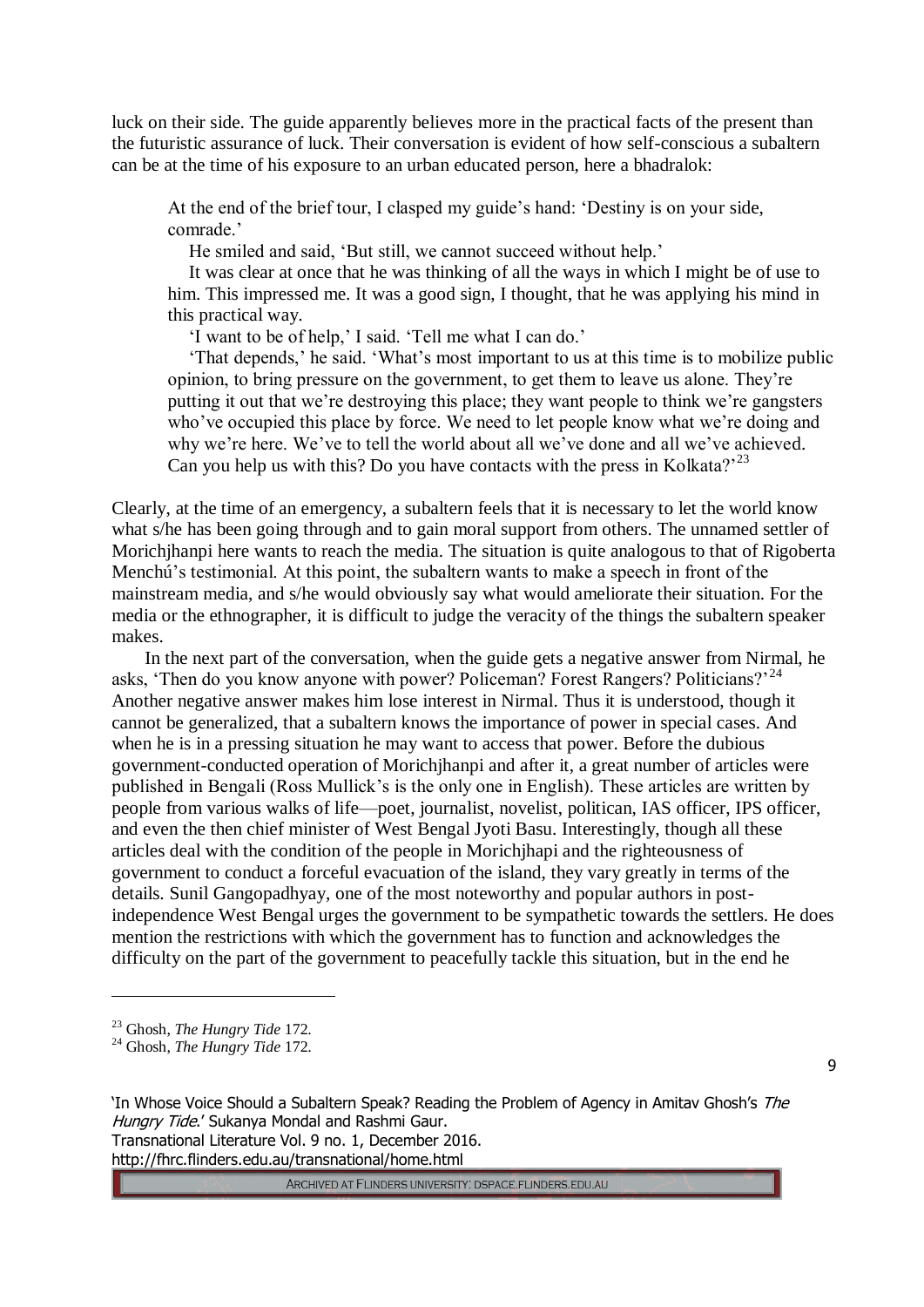luck on their side. The guide apparently believes more in the practical facts of the present than the futuristic assurance of luck. Their conversation is evident of how self-conscious a subaltern can be at the time of his exposure to an urban educated person, here a bhadralok:

> At the end of the brief tour, I clasped my guide's hand: 'Destiny is on your side, comrade.'
>
> He smiled and said, 'But still, we cannot succeed without help.'
>
> It was clear at once that he was thinking of all the ways in which I might be of use to him. This impressed me. It was a good sign, I thought, that he was applying his mind in this practical way.
>
> 'I want to be of help,' I said. 'Tell me what I can do.'
>
> 'That depends,' he said. 'What's most important to us at this time is to mobilize public opinion, to bring pressure on the government, to get them to leave us alone. They're putting it out that we're destroying this place; they want people to think we're gangsters who've occupied this place by force. We need to let people know what we're doing and why we're here. We've to tell the world about all we've done and all we've achieved. Can you help us with this? Do you have contacts with the press in Kolkata?'[23]

Clearly, at the time of an emergency, a subaltern feels that it is necessary to let the world know what s/he has been going through and to gain moral support from others. The unnamed settler of Morichjhanpi here wants to reach the media. The situation is quite analogous to that of Rigoberta Menchú's testimonial. At this point, the subaltern wants to make a speech in front of the mainstream media, and s/he would obviously say what would ameliorate their situation. For the media or the ethnographer, it is difficult to judge the veracity of the things the subaltern speaker makes.

In the next part of the conversation, when the guide gets a negative answer from Nirmal, he asks, 'Then do you know anyone with power? Policeman? Forest Rangers? Politicians?'[24] Another negative answer makes him lose interest in Nirmal. Thus it is understood, though it cannot be generalized, that a subaltern knows the importance of power in special cases. And when he is in a pressing situation he may want to access that power. Before the dubious government-conducted operation of Morichjhanpi and after it, a great number of articles were published in Bengali (Ross Mullick's is the only one in English). These articles are written by people from various walks of life—poet, journalist, novelist, politican, IAS officer, IPS officer, and even the then chief minister of West Bengal Jyoti Basu. Interestingly, though all these articles deal with the condition of the people in Morichjhapi and the righteousness of government to conduct a forceful evacuation of the island, they vary greatly in terms of the details. Sunil Gangopadhyay, one of the most noteworthy and popular authors in post-independence West Bengal urges the government to be sympathetic towards the settlers. He does mention the restrictions with which the government has to function and acknowledges the difficulty on the part of the government to peacefully tackle this situation, but in the end he

---

[23] Ghosh, *The Hungry Tide* 172.

[24] Ghosh, *The Hungry Tide* 172.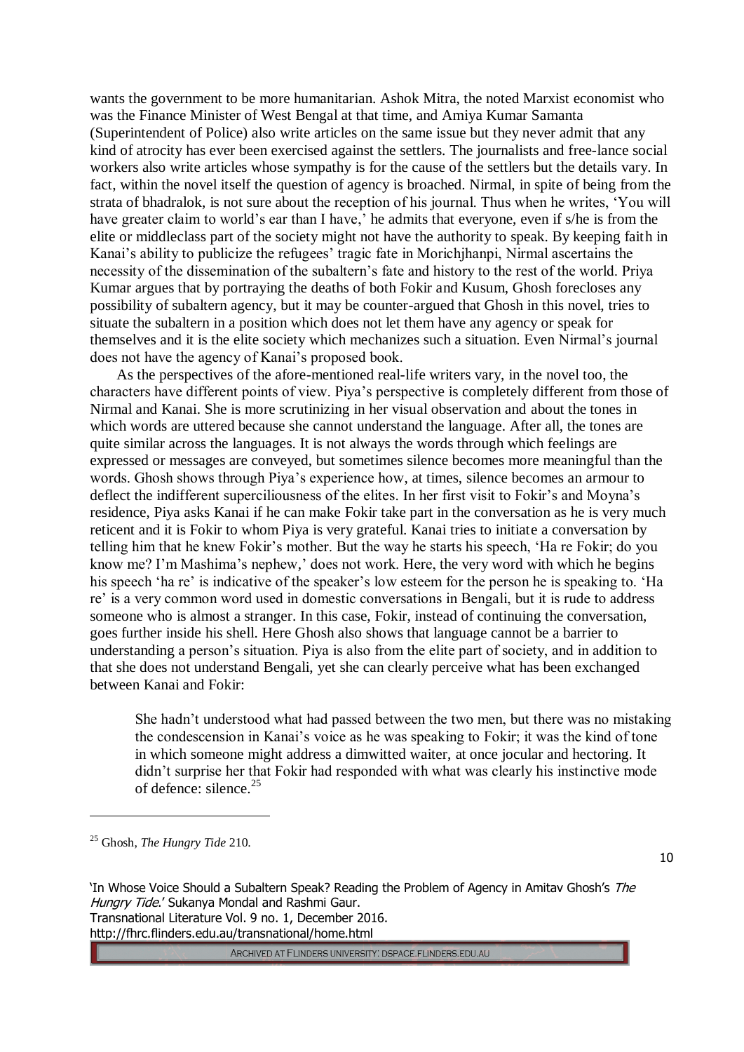wants the government to be more humanitarian. Ashok Mitra, the noted Marxist economist who was the Finance Minister of West Bengal at that time, and Amiya Kumar Samanta (Superintendent of Police) also write articles on the same issue but they never admit that any kind of atrocity has ever been exercised against the settlers. The journalists and free-lance social workers also write articles whose sympathy is for the cause of the settlers but the details vary. In fact, within the novel itself the question of agency is broached. Nirmal, in spite of being from the strata of bhadralok, is not sure about the reception of his journal. Thus when he writes, 'You will have greater claim to world's ear than I have,' he admits that everyone, even if s/he is from the elite or middleclass part of the society might not have the authority to speak. By keeping faith in Kanai's ability to publicize the refugees' tragic fate in Morichjhanpi, Nirmal ascertains the necessity of the dissemination of the subaltern's fate and history to the rest of the world. Priya Kumar argues that by portraying the deaths of both Fokir and Kusum, Ghosh forecloses any possibility of subaltern agency, but it may be counter-argued that Ghosh in this novel, tries to situate the subaltern in a position which does not let them have any agency or speak for themselves and it is the elite society which mechanizes such a situation. Even Nirmal's journal does not have the agency of Kanai's proposed book.

As the perspectives of the afore-mentioned real-life writers vary, in the novel too, the characters have different points of view. Piya's perspective is completely different from those of Nirmal and Kanai. She is more scrutinizing in her visual observation and about the tones in which words are uttered because she cannot understand the language. After all, the tones are quite similar across the languages. It is not always the words through which feelings are expressed or messages are conveyed, but sometimes silence becomes more meaningful than the words. Ghosh shows through Piya's experience how, at times, silence becomes an armour to deflect the indifferent superciliousness of the elites. In her first visit to Fokir's and Moyna's residence, Piya asks Kanai if he can make Fokir take part in the conversation as he is very much reticent and it is Fokir to whom Piya is very grateful. Kanai tries to initiate a conversation by telling him that he knew Fokir's mother. But the way he starts his speech, 'Ha re Fokir; do you know me? I'm Mashima's nephew,' does not work. Here, the very word with which he begins his speech 'ha re' is indicative of the speaker's low esteem for the person he is speaking to. 'Ha re' is a very common word used in domestic conversations in Bengali, but it is rude to address someone who is almost a stranger. In this case, Fokir, instead of continuing the conversation, goes further inside his shell. Here Ghosh also shows that language cannot be a barrier to understanding a person's situation. Piya is also from the elite part of society, and in addition to that she does not understand Bengali, yet she can clearly perceive what has been exchanged between Kanai and Fokir:

> She hadn't understood what had passed between the two men, but there was no mistaking the condescension in Kanai's voice as he was speaking to Fokir; it was the kind of tone in which someone might address a dimwitted waiter, at once jocular and hectoring. It didn't surprise her that Fokir had responded with what was clearly his instinctive mode of defence: silence.[25]

---

[25] Ghosh, *The Hungry Tide* 210.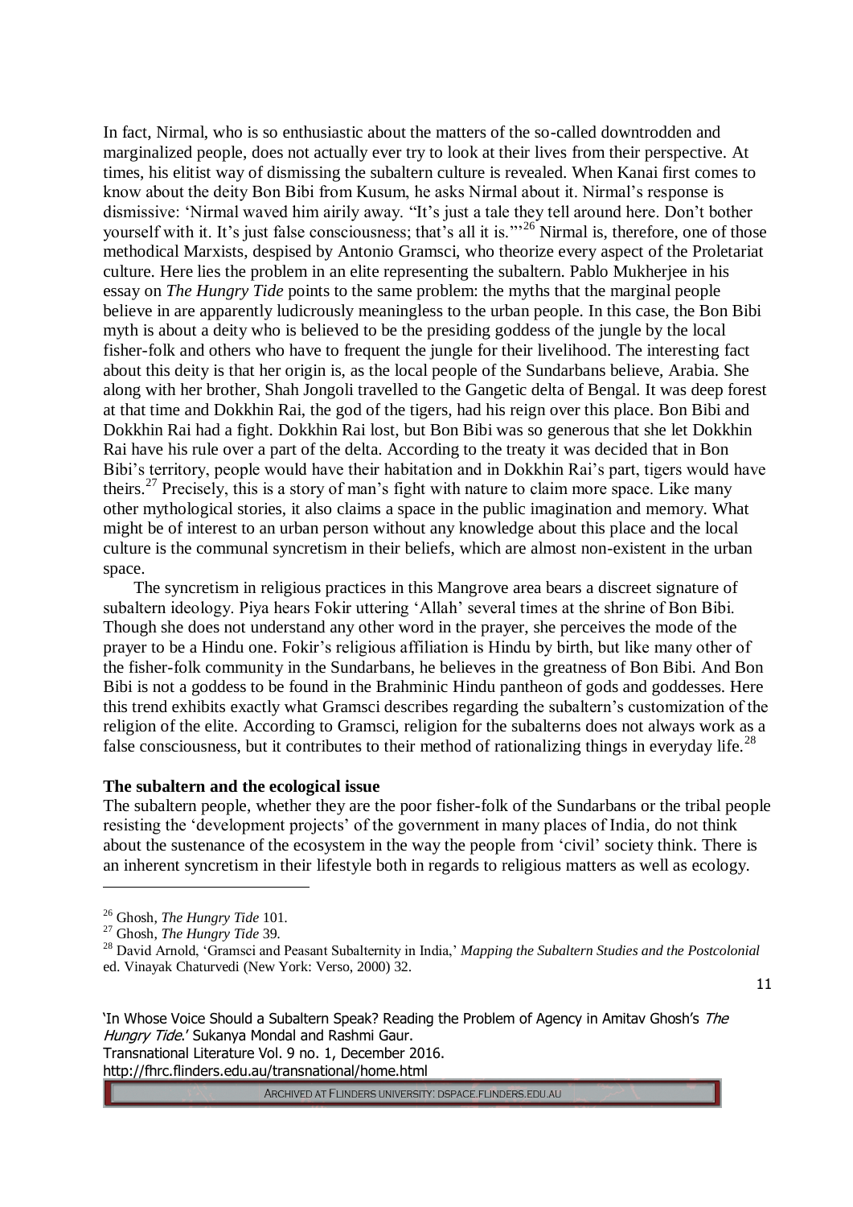In fact, Nirmal, who is so enthusiastic about the matters of the so-called downtrodden and marginalized people, does not actually ever try to look at their lives from their perspective. At times, his elitist way of dismissing the subaltern culture is revealed. When Kanai first comes to know about the deity Bon Bibi from Kusum, he asks Nirmal about it. Nirmal's response is dismissive: 'Nirmal waved him airily away. "It's just a tale they tell around here. Don't bother yourself with it. It's just false consciousness; that's all it is."'[26] Nirmal is, therefore, one of those methodical Marxists, despised by Antonio Gramsci, who theorize every aspect of the Proletariat culture. Here lies the problem in an elite representing the subaltern. Pablo Mukherjee in his essay on *The Hungry Tide* points to the same problem: the myths that the marginal people believe in are apparently ludicrously meaningless to the urban people. In this case, the Bon Bibi myth is about a deity who is believed to be the presiding goddess of the jungle by the local fisher-folk and others who have to frequent the jungle for their livelihood. The interesting fact about this deity is that her origin is, as the local people of the Sundarbans believe, Arabia. She along with her brother, Shah Jongoli travelled to the Gangetic delta of Bengal. It was deep forest at that time and Dokkhin Rai, the god of the tigers, had his reign over this place. Bon Bibi and Dokkhin Rai had a fight. Dokkhin Rai lost, but Bon Bibi was so generous that she let Dokkhin Rai have his rule over a part of the delta. According to the treaty it was decided that in Bon Bibi's territory, people would have their habitation and in Dokkhin Rai's part, tigers would have theirs.[27] Precisely, this is a story of man's fight with nature to claim more space. Like many other mythological stories, it also claims a space in the public imagination and memory. What might be of interest to an urban person without any knowledge about this place and the local culture is the communal syncretism in their beliefs, which are almost non-existent in the urban space.

The syncretism in religious practices in this Mangrove area bears a discreet signature of subaltern ideology. Piya hears Fokir uttering 'Allah' several times at the shrine of Bon Bibi. Though she does not understand any other word in the prayer, she perceives the mode of the prayer to be a Hindu one. Fokir's religious affiliation is Hindu by birth, but like many other of the fisher-folk community in the Sundarbans, he believes in the greatness of Bon Bibi. And Bon Bibi is not a goddess to be found in the Brahminic Hindu pantheon of gods and goddesses. Here this trend exhibits exactly what Gramsci describes regarding the subaltern's customization of the religion of the elite. According to Gramsci, religion for the subalterns does not always work as a false consciousness, but it contributes to their method of rationalizing things in everyday life.[28]

**The subaltern and the ecological issue**

The subaltern people, whether they are the poor fisher-folk of the Sundarbans or the tribal people resisting the 'development projects' of the government in many places of India, do not think about the sustenance of the ecosystem in the way the people from 'civil' society think. There is an inherent syncretism in their lifestyle both in regards to religious matters as well as ecology.

---

[26] Ghosh, *The Hungry Tide* 101.

[27] Ghosh, *The Hungry Tide* 39.

[28] David Arnold, 'Gramsci and Peasant Subalternity in India,' *Mapping the Subaltern Studies and the Postcolonial* ed. Vinayak Chaturvedi (New York: Verso, 2000) 32.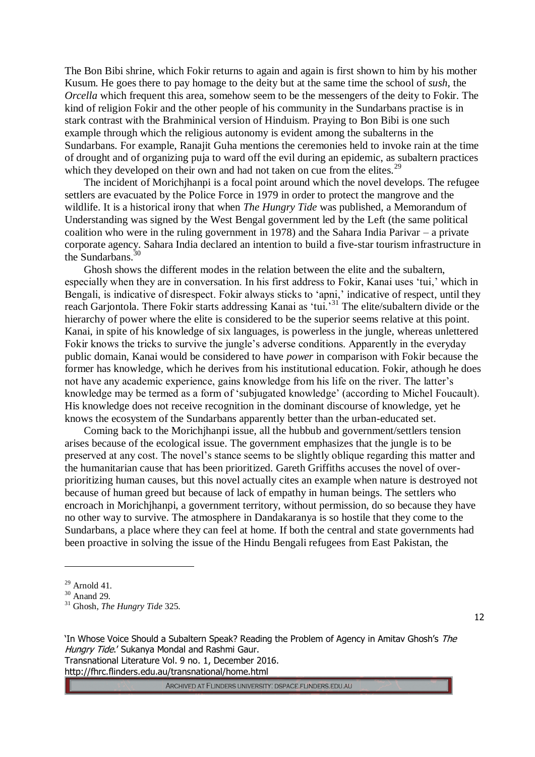The Bon Bibi shrine, which Fokir returns to again and again is first shown to him by his mother Kusum. He goes there to pay homage to the deity but at the same time the school of *sush*, the *Orcella* which frequent this area, somehow seem to be the messengers of the deity to Fokir. The kind of religion Fokir and the other people of his community in the Sundarbans practise is in stark contrast with the Brahminical version of Hinduism. Praying to Bon Bibi is one such example through which the religious autonomy is evident among the subalterns in the Sundarbans. For example, Ranajit Guha mentions the ceremonies held to invoke rain at the time of drought and of organizing puja to ward off the evil during an epidemic, as subaltern practices which they developed on their own and had not taken on cue from the elites.[29]

The incident of Morichjhanpi is a focal point around which the novel develops. The refugee settlers are evacuated by the Police Force in 1979 in order to protect the mangrove and the wildlife. It is a historical irony that when *The Hungry Tide* was published, a Memorandum of Understanding was signed by the West Bengal government led by the Left (the same political coalition who were in the ruling government in 1978) and the Sahara India Parivar – a private corporate agency. Sahara India declared an intention to build a five-star tourism infrastructure in the Sundarbans.[30]

Ghosh shows the different modes in the relation between the elite and the subaltern, especially when they are in conversation. In his first address to Fokir, Kanai uses 'tui,' which in Bengali, is indicative of disrespect. Fokir always sticks to 'apni,' indicative of respect, until they reach Garjontola. There Fokir starts addressing Kanai as 'tui.'[31] The elite/subaltern divide or the hierarchy of power where the elite is considered to be the superior seems relative at this point. Kanai, in spite of his knowledge of six languages, is powerless in the jungle, whereas unlettered Fokir knows the tricks to survive the jungle's adverse conditions. Apparently in the everyday public domain, Kanai would be considered to have *power* in comparison with Fokir because the former has knowledge, which he derives from his institutional education. Fokir, athough he does not have any academic experience, gains knowledge from his life on the river. The latter's knowledge may be termed as a form of 'subjugated knowledge' (according to Michel Foucault). His knowledge does not receive recognition in the dominant discourse of knowledge, yet he knows the ecosystem of the Sundarbans apparently better than the urban-educated set.

Coming back to the Morichjhanpi issue, all the hubbub and government/settlers tension arises because of the ecological issue. The government emphasizes that the jungle is to be preserved at any cost. The novel's stance seems to be slightly oblique regarding this matter and the humanitarian cause that has been prioritized. Gareth Griffiths accuses the novel of over-prioritizing human causes, but this novel actually cites an example when nature is destroyed not because of human greed but because of lack of empathy in human beings. The settlers who encroach in Morichjhanpi, a government territory, without permission, do so because they have no other way to survive. The atmosphere in Dandakaranya is so hostile that they come to the Sundarbans, a place where they can feel at home. If both the central and state governments had been proactive in solving the issue of the Hindu Bengali refugees from East Pakistan, the

---

[29] Arnold 41.

[30] Anand 29.

[31] Ghosh, *The Hungry Tide* 325.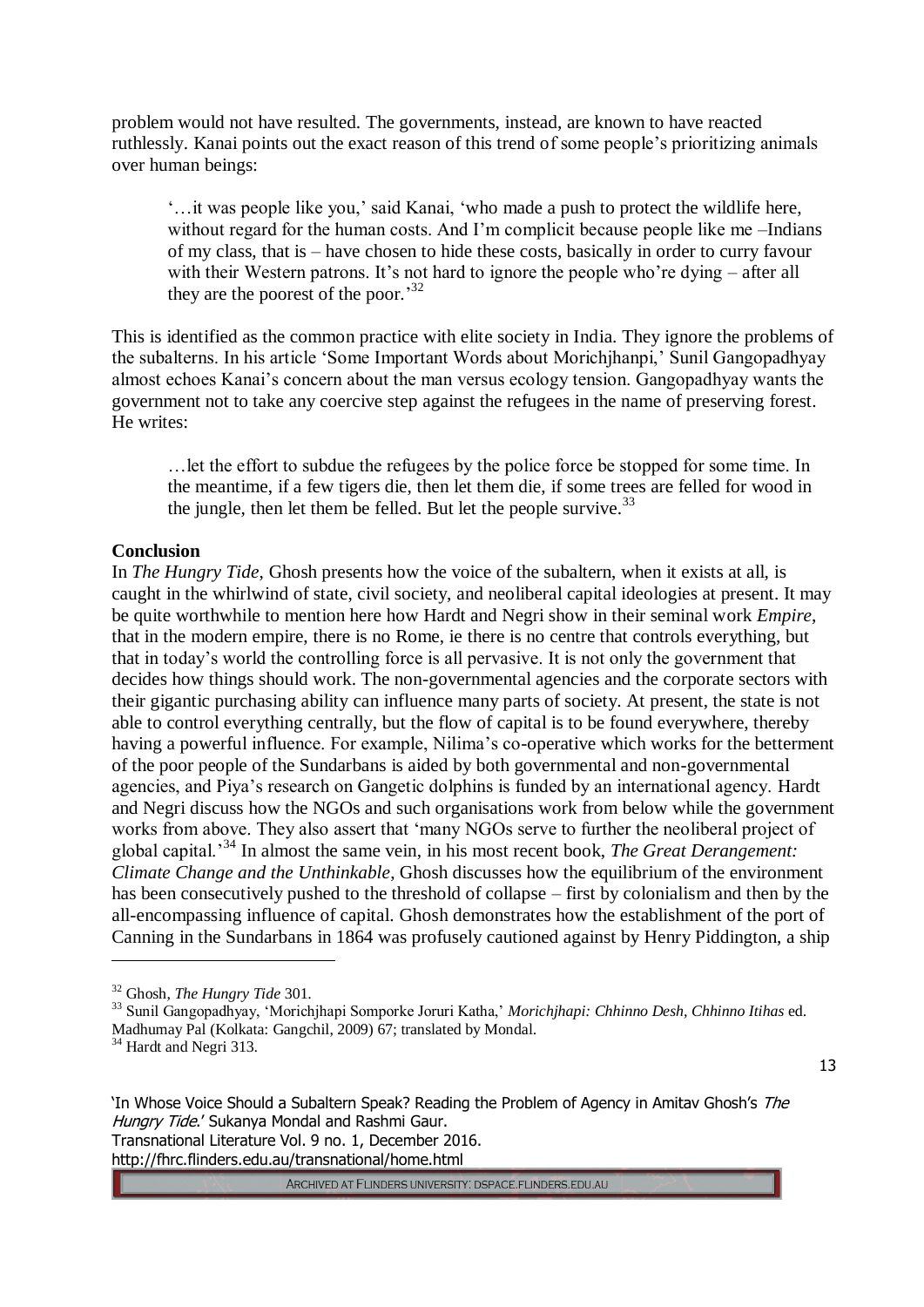problem would not have resulted. The governments, instead, are known to have reacted ruthlessly. Kanai points out the exact reason of this trend of some people's prioritizing animals over human beings:

> '…it was people like you,' said Kanai, 'who made a push to protect the wildlife here, without regard for the human costs. And I'm complicit because people like me –Indians of my class, that is – have chosen to hide these costs, basically in order to curry favour with their Western patrons. It's not hard to ignore the people who're dying – after all they are the poorest of the poor.'[32]

This is identified as the common practice with elite society in India. They ignore the problems of the subalterns. In his article 'Some Important Words about Morichjhanpi,' Sunil Gangopadhyay almost echoes Kanai's concern about the man versus ecology tension. Gangopadhyay wants the government not to take any coercive step against the refugees in the name of preserving forest. He writes:

> …let the effort to subdue the refugees by the police force be stopped for some time. In the meantime, if a few tigers die, then let them die, if some trees are felled for wood in the jungle, then let them be felled. But let the people survive.[33]

**Conclusion**

In *The Hungry Tide*, Ghosh presents how the voice of the subaltern, when it exists at all, is caught in the whirlwind of state, civil society, and neoliberal capital ideologies at present. It may be quite worthwhile to mention here how Hardt and Negri show in their seminal work *Empire*, that in the modern empire, there is no Rome, ie there is no centre that controls everything, but that in today's world the controlling force is all pervasive. It is not only the government that decides how things should work. The non-governmental agencies and the corporate sectors with their gigantic purchasing ability can influence many parts of society. At present, the state is not able to control everything centrally, but the flow of capital is to be found everywhere, thereby having a powerful influence. For example, Nilima's co-operative which works for the betterment of the poor people of the Sundarbans is aided by both governmental and non-governmental agencies, and Piya's research on Gangetic dolphins is funded by an international agency. Hardt and Negri discuss how the NGOs and such organisations work from below while the government works from above. They also assert that 'many NGOs serve to further the neoliberal project of global capital.'[34] In almost the same vein, in his most recent book, *The Great Derangement: Climate Change and the Unthinkable*, Ghosh discusses how the equilibrium of the environment has been consecutively pushed to the threshold of collapse – first by colonialism and then by the all-encompassing influence of capital. Ghosh demonstrates how the establishment of the port of Canning in the Sundarbans in 1864 was profusely cautioned against by Henry Piddington, a ship

---

[32] Ghosh, *The Hungry Tide* 301.

[33] Sunil Gangopadhyay, 'Morichjhapi Somporke Joruri Katha,' *Morichjhapi: Chhinno Desh, Chhinno Itihas* ed. Madhumay Pal (Kolkata: Gangchil, 2009) 67; translated by Mondal.

[34] Hardt and Negri 313.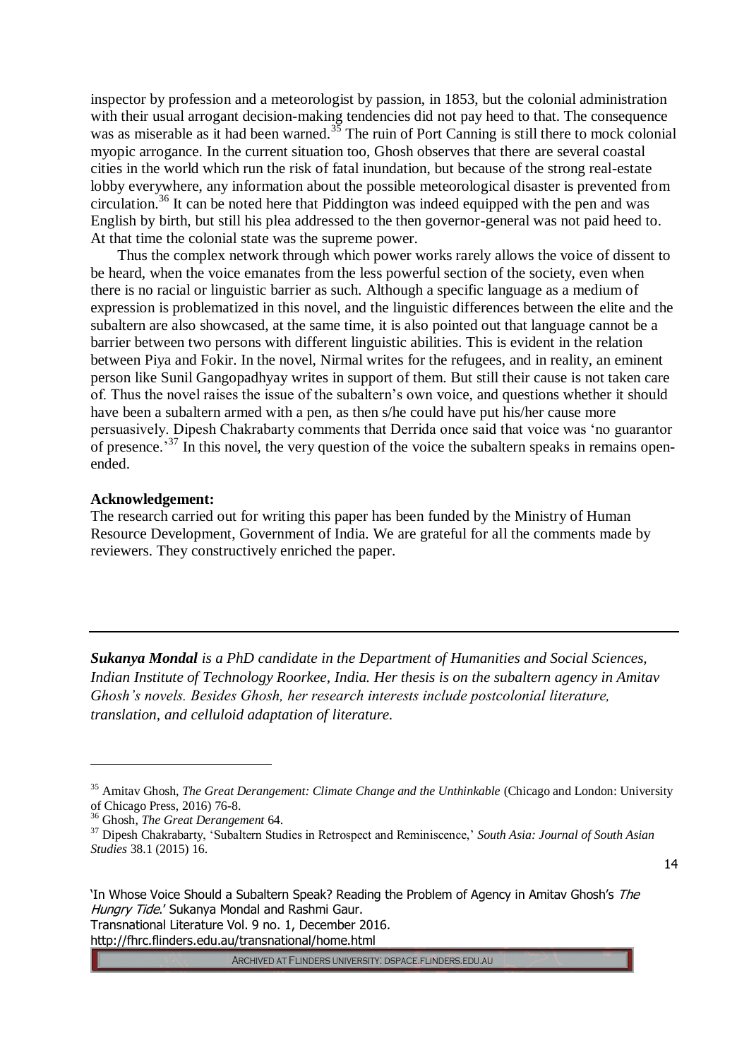inspector by profession and a meteorologist by passion, in 1853, but the colonial administration with their usual arrogant decision-making tendencies did not pay heed to that. The consequence was as miserable as it had been warned.[35] The ruin of Port Canning is still there to mock colonial myopic arrogance. In the current situation too, Ghosh observes that there are several coastal cities in the world which run the risk of fatal inundation, but because of the strong real-estate lobby everywhere, any information about the possible meteorological disaster is prevented from circulation.[36] It can be noted here that Piddington was indeed equipped with the pen and was English by birth, but still his plea addressed to the then governor-general was not paid heed to. At that time the colonial state was the supreme power.

Thus the complex network through which power works rarely allows the voice of dissent to be heard, when the voice emanates from the less powerful section of the society, even when there is no racial or linguistic barrier as such. Although a specific language as a medium of expression is problematized in this novel, and the linguistic differences between the elite and the subaltern are also showcased, at the same time, it is also pointed out that language cannot be a barrier between two persons with different linguistic abilities. This is evident in the relation between Piya and Fokir. In the novel, Nirmal writes for the refugees, and in reality, an eminent person like Sunil Gangopadhyay writes in support of them. But still their cause is not taken care of. Thus the novel raises the issue of the subaltern's own voice, and questions whether it should have been a subaltern armed with a pen, as then s/he could have put his/her cause more persuasively. Dipesh Chakrabarty comments that Derrida once said that voice was 'no guarantor of presence.'[37] In this novel, the very question of the voice the subaltern speaks in remains open-ended.

**Acknowledgement:**
The research carried out for writing this paper has been funded by the Ministry of Human Resource Development, Government of India. We are grateful for all the comments made by reviewers. They constructively enriched the paper.

---

***Sukanya Mondal** is a PhD candidate in the Department of Humanities and Social Sciences, Indian Institute of Technology Roorkee, India. Her thesis is on the subaltern agency in Amitav Ghosh's novels. Besides Ghosh, her research interests include postcolonial literature, translation, and celluloid adaptation of literature.*

---

[35] Amitav Ghosh, *The Great Derangement: Climate Change and the Unthinkable* (Chicago and London: University of Chicago Press, 2016) 76-8.

[36] Ghosh, *The Great Derangement* 64.

[37] Dipesh Chakrabarty, 'Subaltern Studies in Retrospect and Reminiscence,' *South Asia: Journal of South Asian Studies* 38.1 (2015) 16.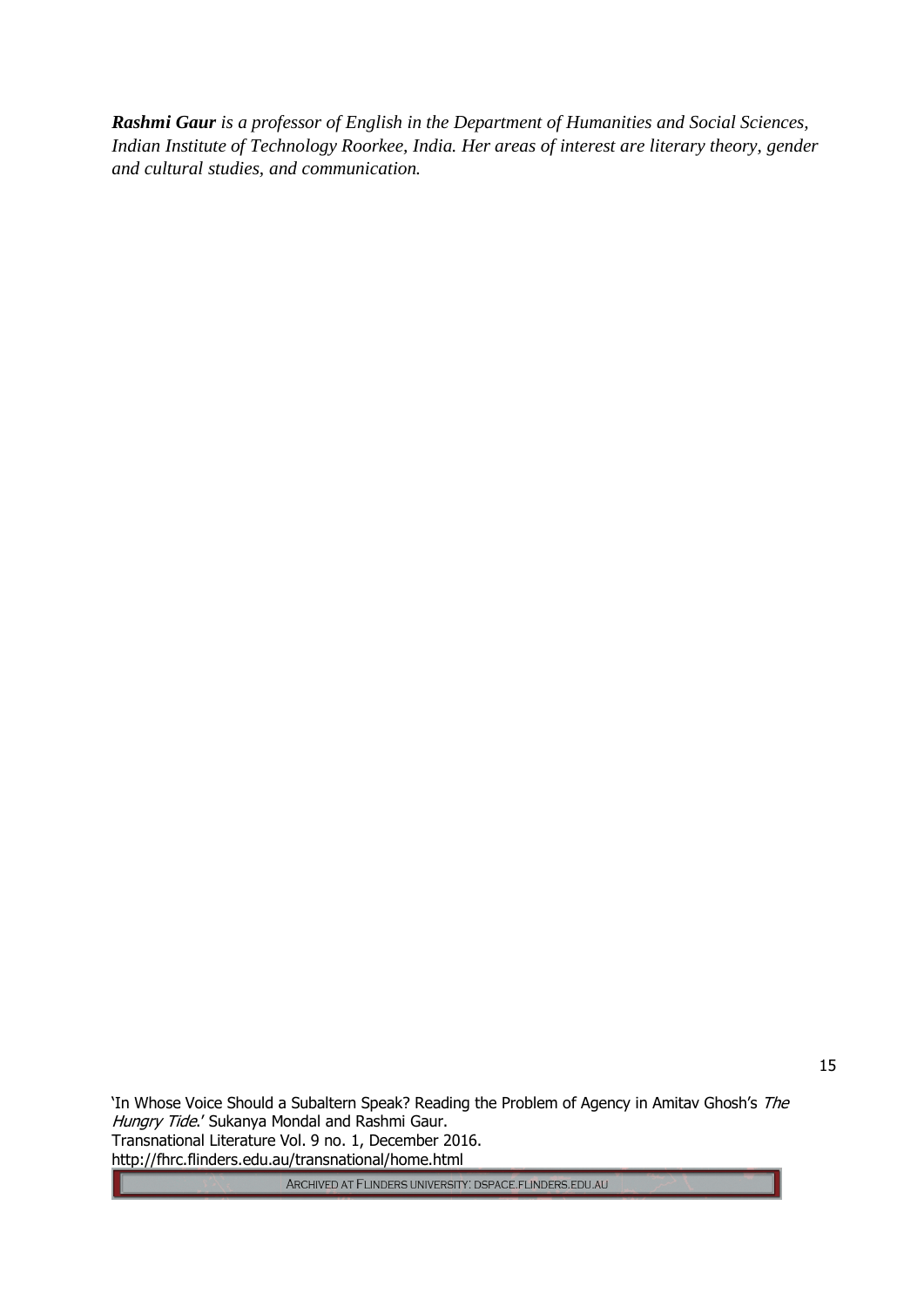***Rashmi Gaur*** *is a professor of English in the Department of Humanities and Social Sciences, Indian Institute of Technology Roorkee, India. Her areas of interest are literary theory, gender and cultural studies, and communication.*